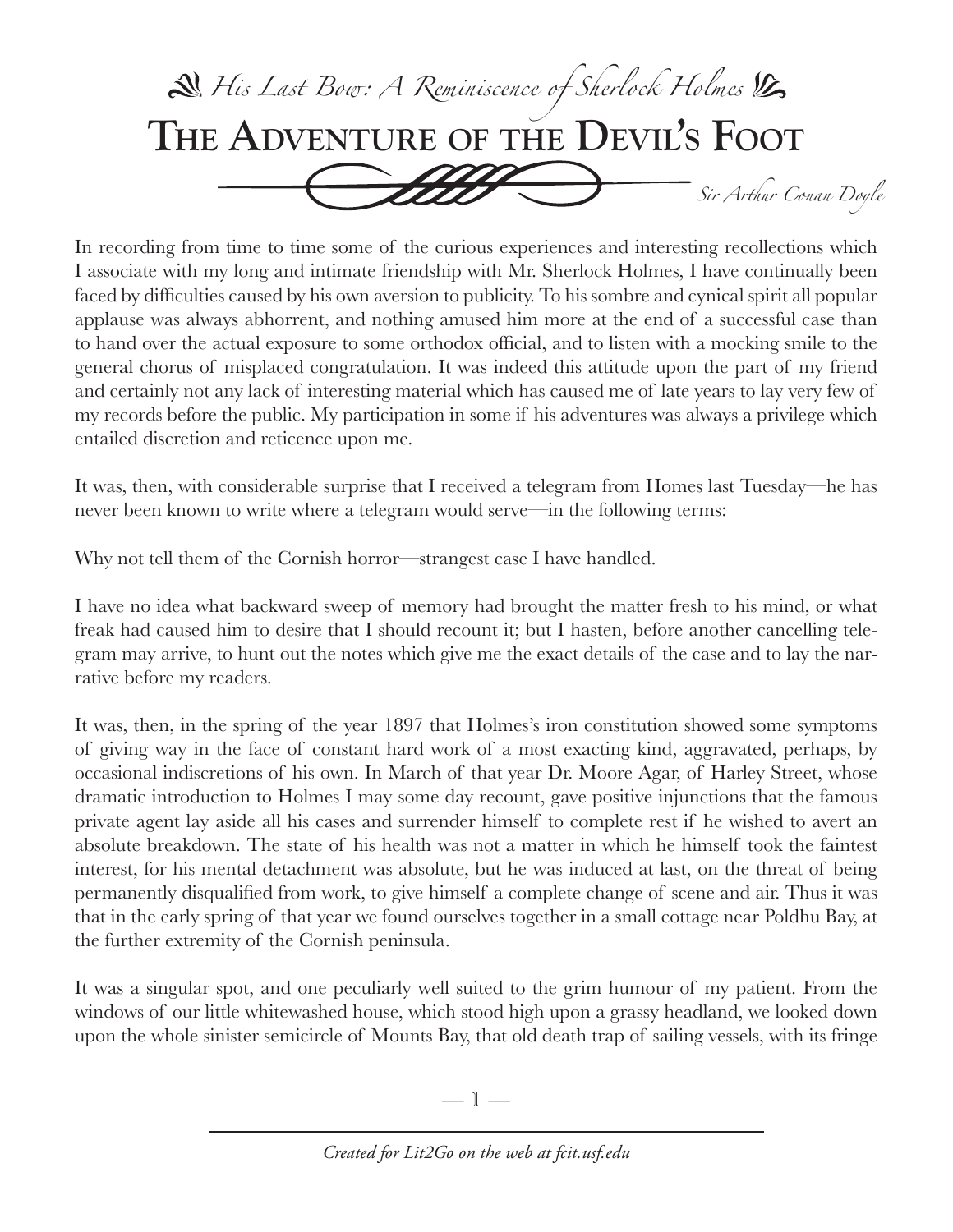*His Last Bow: A Reminiscence of Sherlock Holmes*

# The Adventure of the Devil's Foot

*Sir Arthur Conan Doyle*

In recording from time to time some of the curious experiences and interesting recollections which I associate with my long and intimate friendship with Mr. Sherlock Holmes, I have continually been faced by difficulties caused by his own aversion to publicity. To his sombre and cynical spirit all popular applause was always abhorrent, and nothing amused him more at the end of a successful case than to hand over the actual exposure to some orthodox official, and to listen with a mocking smile to the general chorus of misplaced congratulation. It was indeed this attitude upon the part of my friend and certainly not any lack of interesting material which has caused me of late years to lay very few of my records before the public. My participation in some if his adventures was always a privilege which entailed discretion and reticence upon me.

It was, then, with considerable surprise that I received a telegram from Homes last Tuesday—he has never been known to write where a telegram would serve—in the following terms:

Why not tell them of the Cornish horror—strangest case I have handled.

I have no idea what backward sweep of memory had brought the matter fresh to his mind, or what freak had caused him to desire that I should recount it; but I hasten, before another cancelling telegram may arrive, to hunt out the notes which give me the exact details of the case and to lay the narrative before my readers.

It was, then, in the spring of the year 1897 that Holmes's iron constitution showed some symptoms of giving way in the face of constant hard work of a most exacting kind, aggravated, perhaps, by occasional indiscretions of his own. In March of that year Dr. Moore Agar, of Harley Street, whose dramatic introduction to Holmes I may some day recount, gave positive injunctions that the famous private agent lay aside all his cases and surrender himself to complete rest if he wished to avert an absolute breakdown. The state of his health was not a matter in which he himself took the faintest interest, for his mental detachment was absolute, but he was induced at last, on the threat of being permanently disqualified from work, to give himself a complete change of scene and air. Thus it was that in the early spring of that year we found ourselves together in a small cottage near Poldhu Bay, at the further extremity of the Cornish peninsula.

It was a singular spot, and one peculiarly well suited to the grim humour of my patient. From the windows of our little whitewashed house, which stood high upon a grassy headland, we looked down upon the whole sinister semicircle of Mounts Bay, that old death trap of sailing vessels, with its fringe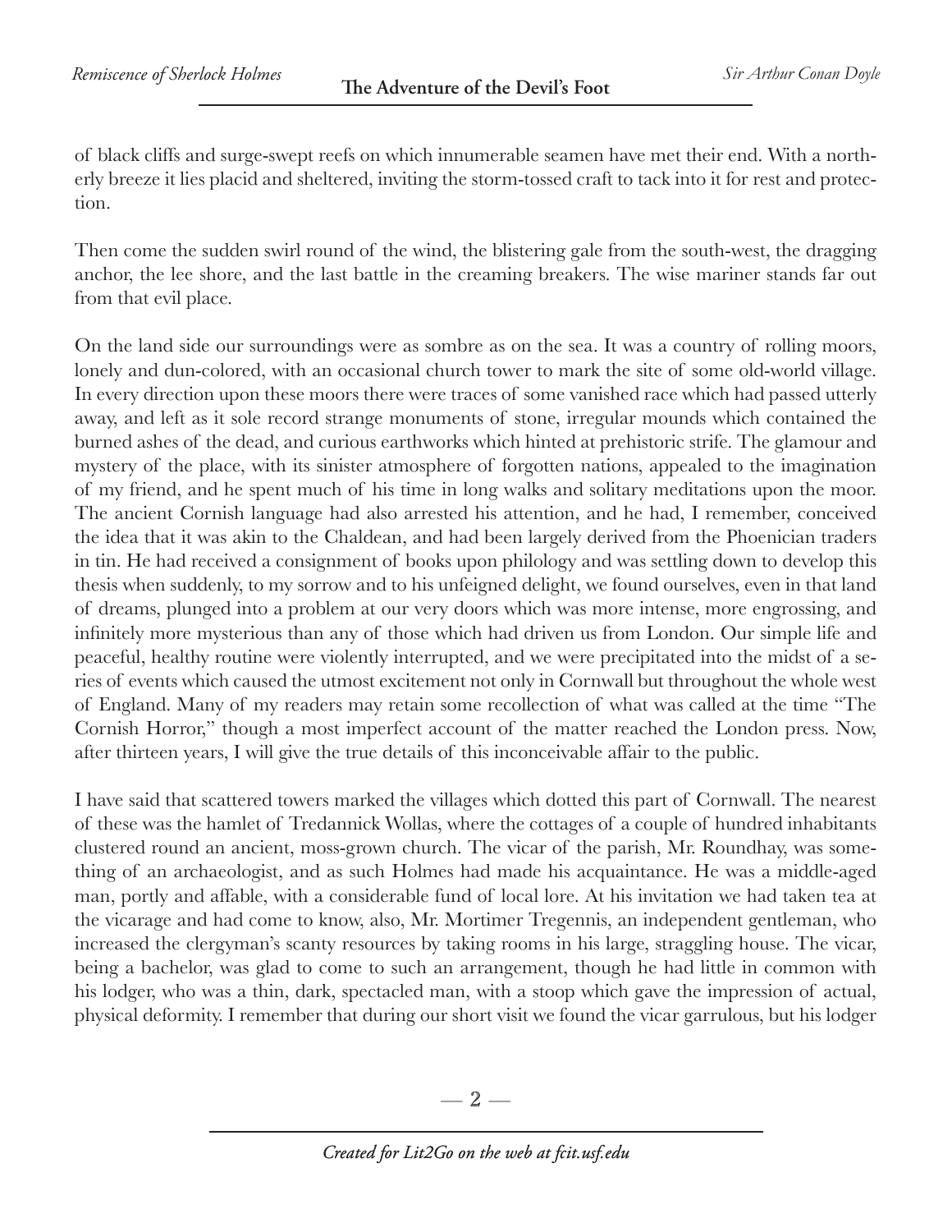of black cliffs and surge-swept reefs on which innumerable seamen have met their end. With a northerly breeze it lies placid and sheltered, inviting the storm-tossed craft to tack into it for rest and protection.

Then come the sudden swirl round of the wind, the blistering gale from the south-west, the dragging anchor, the lee shore, and the last battle in the creaming breakers. The wise mariner stands far out from that evil place.

On the land side our surroundings were as sombre as on the sea. It was a country of rolling moors, lonely and dun-colored, with an occasional church tower to mark the site of some old-world village. In every direction upon these moors there were traces of some vanished race which had passed utterly away, and left as it sole record strange monuments of stone, irregular mounds which contained the burned ashes of the dead, and curious earthworks which hinted at prehistoric strife. The glamour and mystery of the place, with its sinister atmosphere of forgotten nations, appealed to the imagination of my friend, and he spent much of his time in long walks and solitary meditations upon the moor. The ancient Cornish language had also arrested his attention, and he had, I remember, conceived the idea that it was akin to the Chaldean, and had been largely derived from the Phoenician traders in tin. He had received a consignment of books upon philology and was settling down to develop this thesis when suddenly, to my sorrow and to his unfeigned delight, we found ourselves, even in that land of dreams, plunged into a problem at our very doors which was more intense, more engrossing, and infinitely more mysterious than any of those which had driven us from London. Our simple life and peaceful, healthy routine were violently interrupted, and we were precipitated into the midst of a series of events which caused the utmost excitement not only in Cornwall but throughout the whole west of England. Many of my readers may retain some recollection of what was called at the time "The Cornish Horror," though a most imperfect account of the matter reached the London press. Now, after thirteen years, I will give the true details of this inconceivable affair to the public.

I have said that scattered towers marked the villages which dotted this part of Cornwall. The nearest of these was the hamlet of Tredannick Wollas, where the cottages of a couple of hundred inhabitants clustered round an ancient, moss-grown church. The vicar of the parish, Mr. Roundhay, was something of an archaeologist, and as such Holmes had made his acquaintance. He was a middle-aged man, portly and affable, with a considerable fund of local lore. At his invitation we had taken tea at the vicarage and had come to know, also, Mr. Mortimer Tregennis, an independent gentleman, who increased the clergyman's scanty resources by taking rooms in his large, straggling house. The vicar, being a bachelor, was glad to come to such an arrangement, though he had little in common with his lodger, who was a thin, dark, spectacled man, with a stoop which gave the impression of actual, physical deformity. I remember that during our short visit we found the vicar garrulous, but his lodger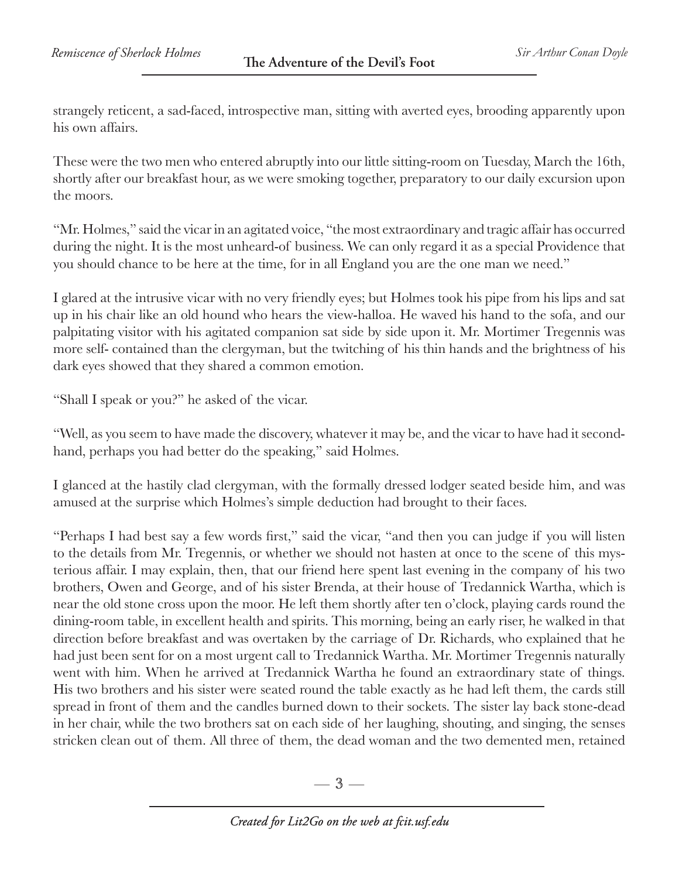strangely reticent, a sad-faced, introspective man, sitting with averted eyes, brooding apparently upon his own affairs.

These were the two men who entered abruptly into our little sitting-room on Tuesday, March the 16th, shortly after our breakfast hour, as we were smoking together, preparatory to our daily excursion upon the moors.

"Mr. Holmes," said the vicar in an agitated voice, "the most extraordinary and tragic affair has occurred during the night. It is the most unheard-of business. We can only regard it as a special Providence that you should chance to be here at the time, for in all England you are the one man we need."

I glared at the intrusive vicar with no very friendly eyes; but Holmes took his pipe from his lips and sat up in his chair like an old hound who hears the view-halloa. He waved his hand to the sofa, and our palpitating visitor with his agitated companion sat side by side upon it. Mr. Mortimer Tregennis was more self- contained than the clergyman, but the twitching of his thin hands and the brightness of his dark eyes showed that they shared a common emotion.

"Shall I speak or you?" he asked of the vicar.

"Well, as you seem to have made the discovery, whatever it may be, and the vicar to have had it second-hand, perhaps you had better do the speaking," said Holmes.

I glanced at the hastily clad clergyman, with the formally dressed lodger seated beside him, and was amused at the surprise which Holmes's simple deduction had brought to their faces.

"Perhaps I had best say a few words first," said the vicar, "and then you can judge if you will listen to the details from Mr. Tregennis, or whether we should not hasten at once to the scene of this mysterious affair. I may explain, then, that our friend here spent last evening in the company of his two brothers, Owen and George, and of his sister Brenda, at their house of Tredannick Wartha, which is near the old stone cross upon the moor. He left them shortly after ten o'clock, playing cards round the dining-room table, in excellent health and spirits. This morning, being an early riser, he walked in that direction before breakfast and was overtaken by the carriage of Dr. Richards, who explained that he had just been sent for on a most urgent call to Tredannick Wartha. Mr. Mortimer Tregennis naturally went with him. When he arrived at Tredannick Wartha he found an extraordinary state of things. His two brothers and his sister were seated round the table exactly as he had left them, the cards still spread in front of them and the candles burned down to their sockets. The sister lay back stone-dead in her chair, while the two brothers sat on each side of her laughing, shouting, and singing, the senses stricken clean out of them. All three of them, the dead woman and the two demented men, retained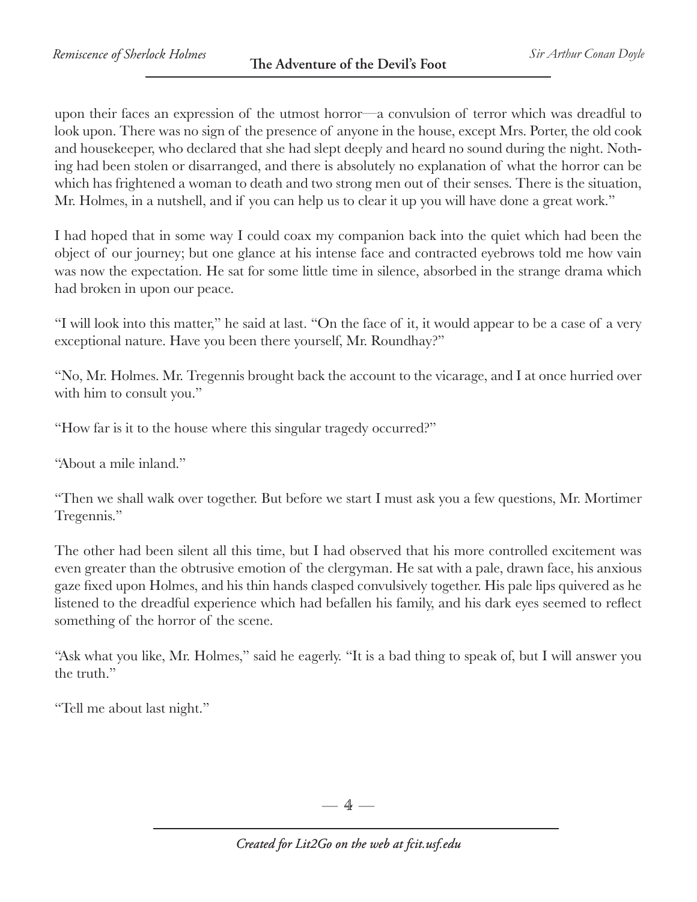upon their faces an expression of the utmost horror—a convulsion of terror which was dreadful to look upon. There was no sign of the presence of anyone in the house, except Mrs. Porter, the old cook and housekeeper, who declared that she had slept deeply and heard no sound during the night. Nothing had been stolen or disarranged, and there is absolutely no explanation of what the horror can be which has frightened a woman to death and two strong men out of their senses. There is the situation, Mr. Holmes, in a nutshell, and if you can help us to clear it up you will have done a great work."

I had hoped that in some way I could coax my companion back into the quiet which had been the object of our journey; but one glance at his intense face and contracted eyebrows told me how vain was now the expectation. He sat for some little time in silence, absorbed in the strange drama which had broken in upon our peace.

"I will look into this matter," he said at last. "On the face of it, it would appear to be a case of a very exceptional nature. Have you been there yourself, Mr. Roundhay?"

"No, Mr. Holmes. Mr. Tregennis brought back the account to the vicarage, and I at once hurried over with him to consult you."

"How far is it to the house where this singular tragedy occurred?"

"About a mile inland."

"Then we shall walk over together. But before we start I must ask you a few questions, Mr. Mortimer Tregennis."

The other had been silent all this time, but I had observed that his more controlled excitement was even greater than the obtrusive emotion of the clergyman. He sat with a pale, drawn face, his anxious gaze fixed upon Holmes, and his thin hands clasped convulsively together. His pale lips quivered as he listened to the dreadful experience which had befallen his family, and his dark eyes seemed to reflect something of the horror of the scene.

"Ask what you like, Mr. Holmes," said he eagerly. "It is a bad thing to speak of, but I will answer you the truth."

"Tell me about last night."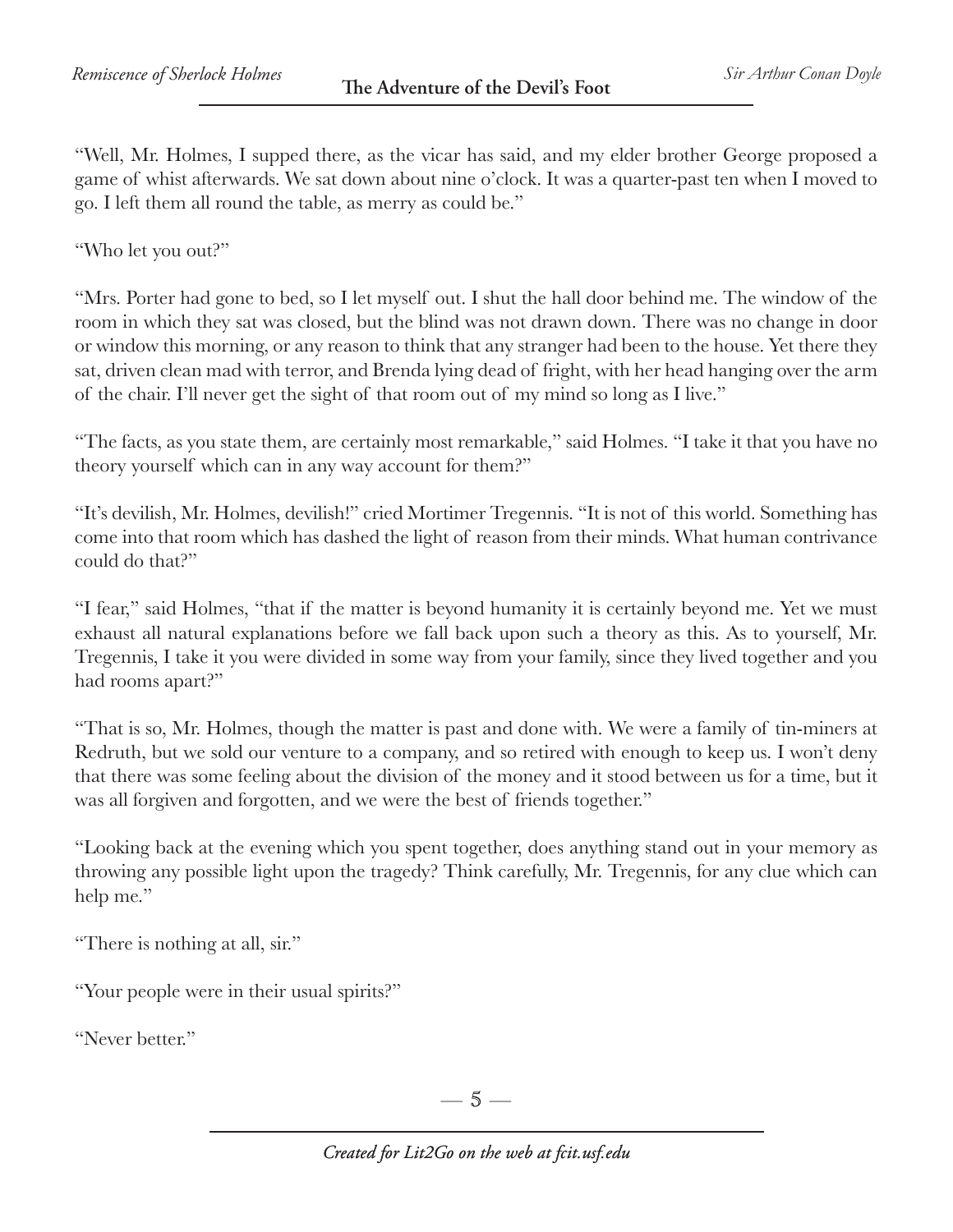"Well, Mr. Holmes, I supped there, as the vicar has said, and my elder brother George proposed a game of whist afterwards. We sat down about nine o'clock. It was a quarter-past ten when I moved to go. I left them all round the table, as merry as could be."

"Who let you out?"

"Mrs. Porter had gone to bed, so I let myself out. I shut the hall door behind me. The window of the room in which they sat was closed, but the blind was not drawn down. There was no change in door or window this morning, or any reason to think that any stranger had been to the house. Yet there they sat, driven clean mad with terror, and Brenda lying dead of fright, with her head hanging over the arm of the chair. I'll never get the sight of that room out of my mind so long as I live."

"The facts, as you state them, are certainly most remarkable," said Holmes. "I take it that you have no theory yourself which can in any way account for them?"

"It's devilish, Mr. Holmes, devilish!" cried Mortimer Tregennis. "It is not of this world. Something has come into that room which has dashed the light of reason from their minds. What human contrivance could do that?"

"I fear," said Holmes, "that if the matter is beyond humanity it is certainly beyond me. Yet we must exhaust all natural explanations before we fall back upon such a theory as this. As to yourself, Mr. Tregennis, I take it you were divided in some way from your family, since they lived together and you had rooms apart?"

"That is so, Mr. Holmes, though the matter is past and done with. We were a family of tin-miners at Redruth, but we sold our venture to a company, and so retired with enough to keep us. I won't deny that there was some feeling about the division of the money and it stood between us for a time, but it was all forgiven and forgotten, and we were the best of friends together."

"Looking back at the evening which you spent together, does anything stand out in your memory as throwing any possible light upon the tragedy? Think carefully, Mr. Tregennis, for any clue which can help me."

"There is nothing at all, sir."

"Your people were in their usual spirits?"

"Never better."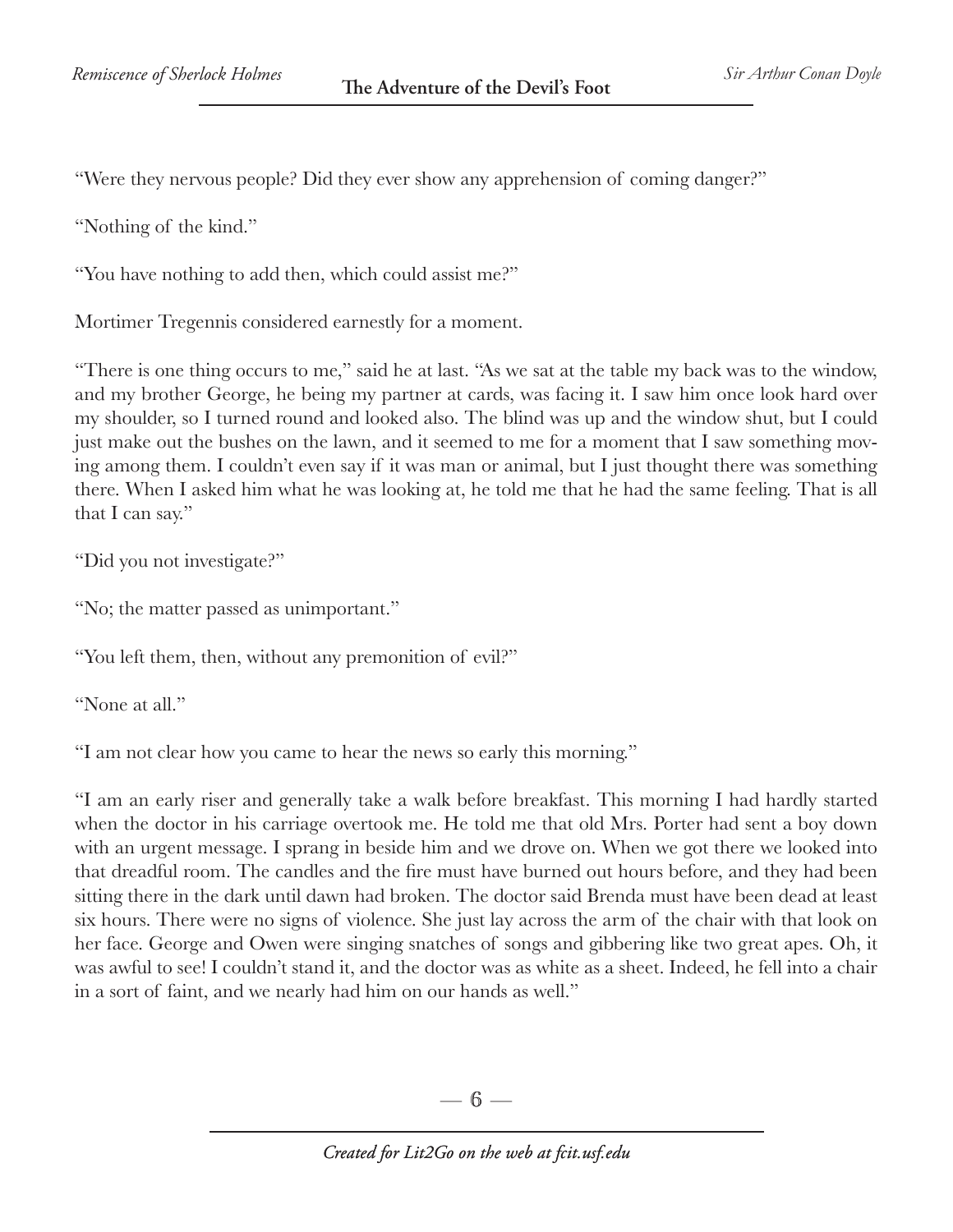"Were they nervous people? Did they ever show any apprehension of coming danger?"

"Nothing of the kind."

"You have nothing to add then, which could assist me?"

Mortimer Tregennis considered earnestly for a moment.

"There is one thing occurs to me," said he at last. "As we sat at the table my back was to the window, and my brother George, he being my partner at cards, was facing it. I saw him once look hard over my shoulder, so I turned round and looked also. The blind was up and the window shut, but I could just make out the bushes on the lawn, and it seemed to me for a moment that I saw something moving among them. I couldn't even say if it was man or animal, but I just thought there was something there. When I asked him what he was looking at, he told me that he had the same feeling. That is all that I can say."

"Did you not investigate?"

"No; the matter passed as unimportant."

"You left them, then, without any premonition of evil?"

"None at all."

"I am not clear how you came to hear the news so early this morning."

"I am an early riser and generally take a walk before breakfast. This morning I had hardly started when the doctor in his carriage overtook me. He told me that old Mrs. Porter had sent a boy down with an urgent message. I sprang in beside him and we drove on. When we got there we looked into that dreadful room. The candles and the fire must have burned out hours before, and they had been sitting there in the dark until dawn had broken. The doctor said Brenda must have been dead at least six hours. There were no signs of violence. She just lay across the arm of the chair with that look on her face. George and Owen were singing snatches of songs and gibbering like two great apes. Oh, it was awful to see! I couldn't stand it, and the doctor was as white as a sheet. Indeed, he fell into a chair in a sort of faint, and we nearly had him on our hands as well."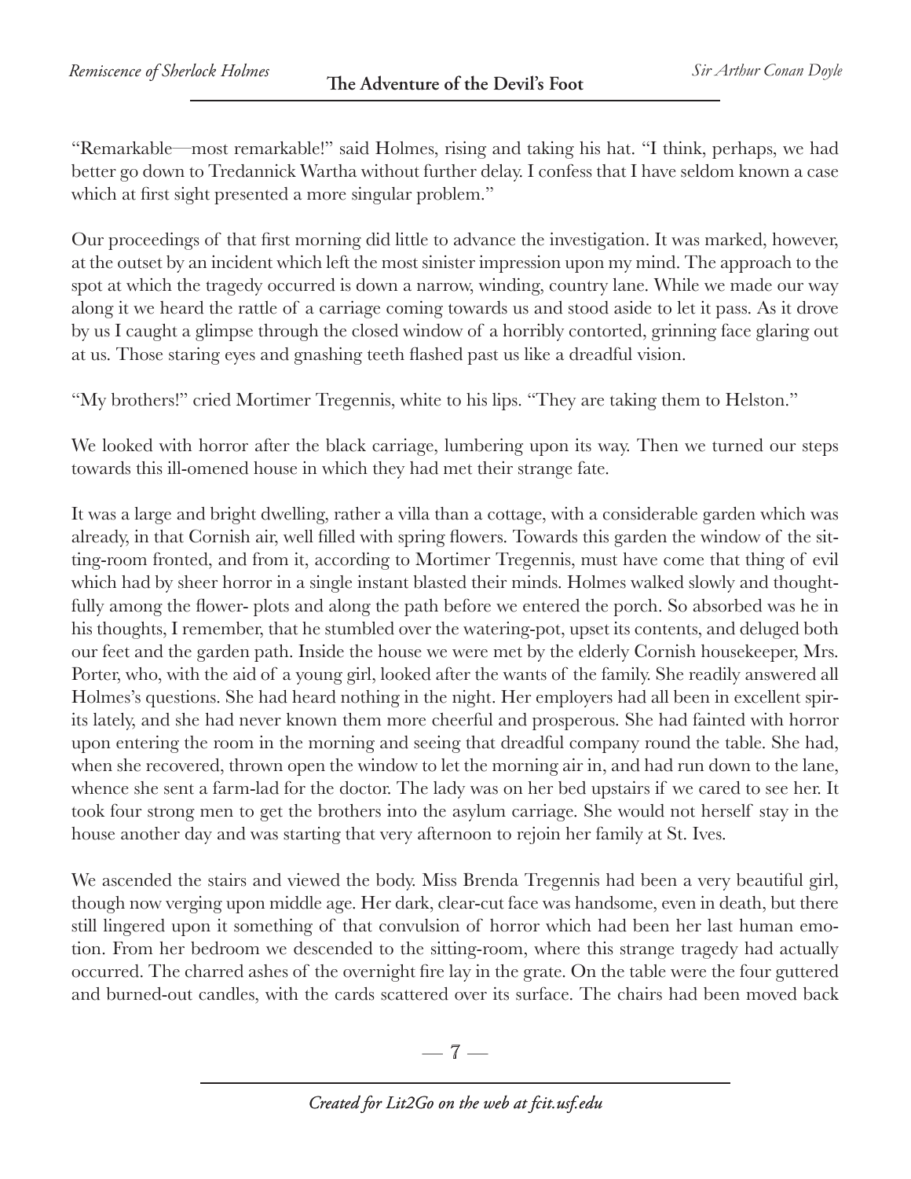"Remarkable—most remarkable!" said Holmes, rising and taking his hat. "I think, perhaps, we had better go down to Tredannick Wartha without further delay. I confess that I have seldom known a case which at first sight presented a more singular problem."

Our proceedings of that first morning did little to advance the investigation. It was marked, however, at the outset by an incident which left the most sinister impression upon my mind. The approach to the spot at which the tragedy occurred is down a narrow, winding, country lane. While we made our way along it we heard the rattle of a carriage coming towards us and stood aside to let it pass. As it drove by us I caught a glimpse through the closed window of a horribly contorted, grinning face glaring out at us. Those staring eyes and gnashing teeth flashed past us like a dreadful vision.

"My brothers!" cried Mortimer Tregennis, white to his lips. "They are taking them to Helston."

We looked with horror after the black carriage, lumbering upon its way. Then we turned our steps towards this ill-omened house in which they had met their strange fate.

It was a large and bright dwelling, rather a villa than a cottage, with a considerable garden which was already, in that Cornish air, well filled with spring flowers. Towards this garden the window of the sitting-room fronted, and from it, according to Mortimer Tregennis, must have come that thing of evil which had by sheer horror in a single instant blasted their minds. Holmes walked slowly and thoughtfully among the flower- plots and along the path before we entered the porch. So absorbed was he in his thoughts, I remember, that he stumbled over the watering-pot, upset its contents, and deluged both our feet and the garden path. Inside the house we were met by the elderly Cornish housekeeper, Mrs. Porter, who, with the aid of a young girl, looked after the wants of the family. She readily answered all Holmes's questions. She had heard nothing in the night. Her employers had all been in excellent spirits lately, and she had never known them more cheerful and prosperous. She had fainted with horror upon entering the room in the morning and seeing that dreadful company round the table. She had, when she recovered, thrown open the window to let the morning air in, and had run down to the lane, whence she sent a farm-lad for the doctor. The lady was on her bed upstairs if we cared to see her. It took four strong men to get the brothers into the asylum carriage. She would not herself stay in the house another day and was starting that very afternoon to rejoin her family at St. Ives.

We ascended the stairs and viewed the body. Miss Brenda Tregennis had been a very beautiful girl, though now verging upon middle age. Her dark, clear-cut face was handsome, even in death, but there still lingered upon it something of that convulsion of horror which had been her last human emotion. From her bedroom we descended to the sitting-room, where this strange tragedy had actually occurred. The charred ashes of the overnight fire lay in the grate. On the table were the four guttered and burned-out candles, with the cards scattered over its surface. The chairs had been moved back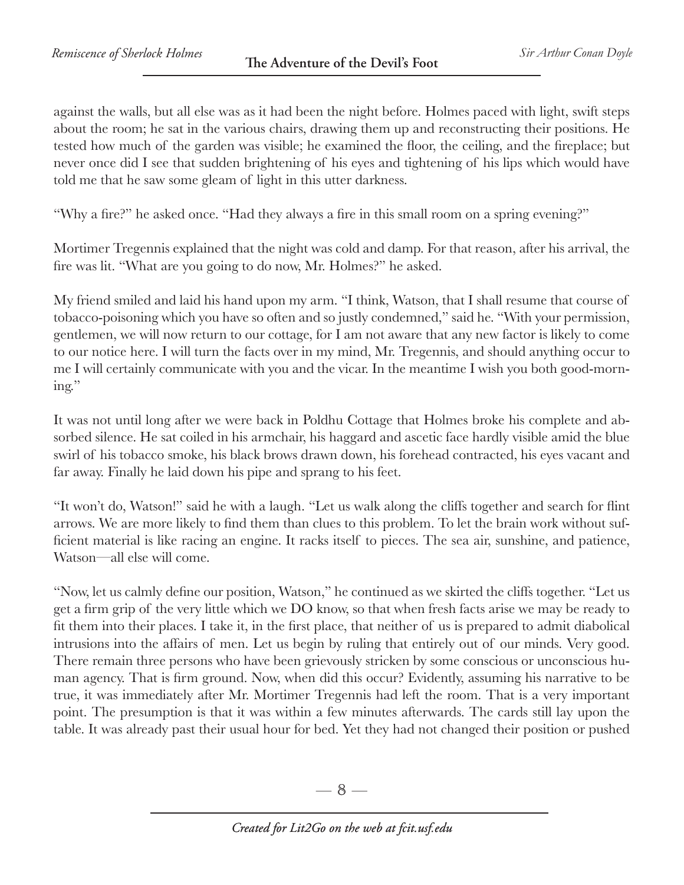against the walls, but all else was as it had been the night before. Holmes paced with light, swift steps about the room; he sat in the various chairs, drawing them up and reconstructing their positions. He tested how much of the garden was visible; he examined the floor, the ceiling, and the fireplace; but never once did I see that sudden brightening of his eyes and tightening of his lips which would have told me that he saw some gleam of light in this utter darkness.

"Why a fire?" he asked once. "Had they always a fire in this small room on a spring evening?"

Mortimer Tregennis explained that the night was cold and damp. For that reason, after his arrival, the fire was lit. "What are you going to do now, Mr. Holmes?" he asked.

My friend smiled and laid his hand upon my arm. "I think, Watson, that I shall resume that course of tobacco-poisoning which you have so often and so justly condemned," said he. "With your permission, gentlemen, we will now return to our cottage, for I am not aware that any new factor is likely to come to our notice here. I will turn the facts over in my mind, Mr. Tregennis, and should anything occur to me I will certainly communicate with you and the vicar. In the meantime I wish you both good-morning."

It was not until long after we were back in Poldhu Cottage that Holmes broke his complete and absorbed silence. He sat coiled in his armchair, his haggard and ascetic face hardly visible amid the blue swirl of his tobacco smoke, his black brows drawn down, his forehead contracted, his eyes vacant and far away. Finally he laid down his pipe and sprang to his feet.

"It won't do, Watson!" said he with a laugh. "Let us walk along the cliffs together and search for flint arrows. We are more likely to find them than clues to this problem. To let the brain work without sufficient material is like racing an engine. It racks itself to pieces. The sea air, sunshine, and patience, Watson—all else will come.

"Now, let us calmly define our position, Watson," he continued as we skirted the cliffs together. "Let us get a firm grip of the very little which we DO know, so that when fresh facts arise we may be ready to fit them into their places. I take it, in the first place, that neither of us is prepared to admit diabolical intrusions into the affairs of men. Let us begin by ruling that entirely out of our minds. Very good. There remain three persons who have been grievously stricken by some conscious or unconscious human agency. That is firm ground. Now, when did this occur? Evidently, assuming his narrative to be true, it was immediately after Mr. Mortimer Tregennis had left the room. That is a very important point. The presumption is that it was within a few minutes afterwards. The cards still lay upon the table. It was already past their usual hour for bed. Yet they had not changed their position or pushed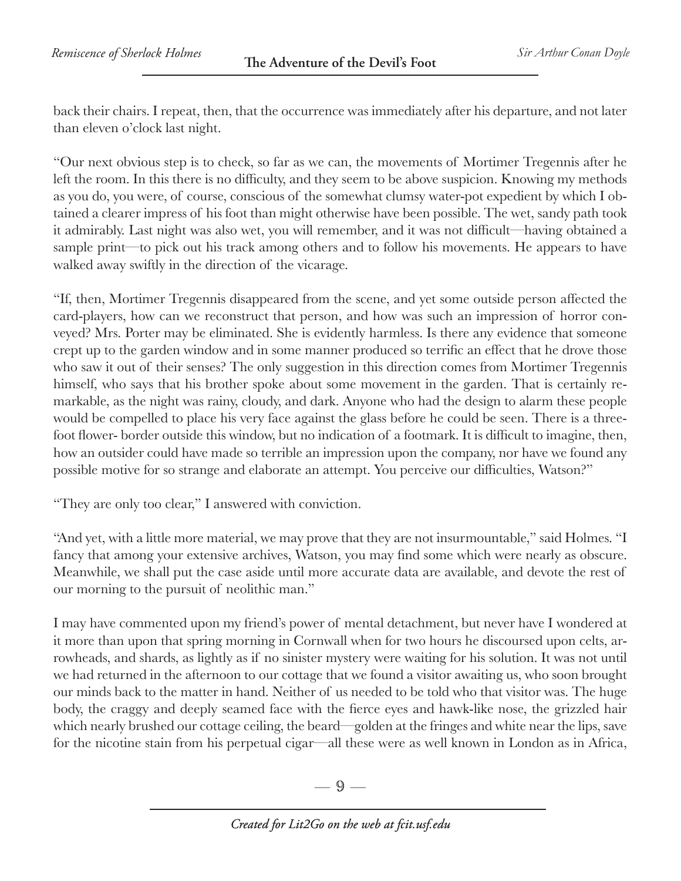back their chairs. I repeat, then, that the occurrence was immediately after his departure, and not later than eleven o'clock last night.

"Our next obvious step is to check, so far as we can, the movements of Mortimer Tregennis after he left the room. In this there is no difficulty, and they seem to be above suspicion. Knowing my methods as you do, you were, of course, conscious of the somewhat clumsy water-pot expedient by which I obtained a clearer impress of his foot than might otherwise have been possible. The wet, sandy path took it admirably. Last night was also wet, you will remember, and it was not difficult—having obtained a sample print—to pick out his track among others and to follow his movements. He appears to have walked away swiftly in the direction of the vicarage.

"If, then, Mortimer Tregennis disappeared from the scene, and yet some outside person affected the card-players, how can we reconstruct that person, and how was such an impression of horror conveyed? Mrs. Porter may be eliminated. She is evidently harmless. Is there any evidence that someone crept up to the garden window and in some manner produced so terrific an effect that he drove those who saw it out of their senses? The only suggestion in this direction comes from Mortimer Tregennis himself, who says that his brother spoke about some movement in the garden. That is certainly remarkable, as the night was rainy, cloudy, and dark. Anyone who had the design to alarm these people would be compelled to place his very face against the glass before he could be seen. There is a three-foot flower- border outside this window, but no indication of a footmark. It is difficult to imagine, then, how an outsider could have made so terrible an impression upon the company, nor have we found any possible motive for so strange and elaborate an attempt. You perceive our difficulties, Watson?"

"They are only too clear," I answered with conviction.

"And yet, with a little more material, we may prove that they are not insurmountable," said Holmes. "I fancy that among your extensive archives, Watson, you may find some which were nearly as obscure. Meanwhile, we shall put the case aside until more accurate data are available, and devote the rest of our morning to the pursuit of neolithic man."

I may have commented upon my friend's power of mental detachment, but never have I wondered at it more than upon that spring morning in Cornwall when for two hours he discoursed upon celts, arrowheads, and shards, as lightly as if no sinister mystery were waiting for his solution. It was not until we had returned in the afternoon to our cottage that we found a visitor awaiting us, who soon brought our minds back to the matter in hand. Neither of us needed to be told who that visitor was. The huge body, the craggy and deeply seamed face with the fierce eyes and hawk-like nose, the grizzled hair which nearly brushed our cottage ceiling, the beard—golden at the fringes and white near the lips, save for the nicotine stain from his perpetual cigar—all these were as well known in London as in Africa,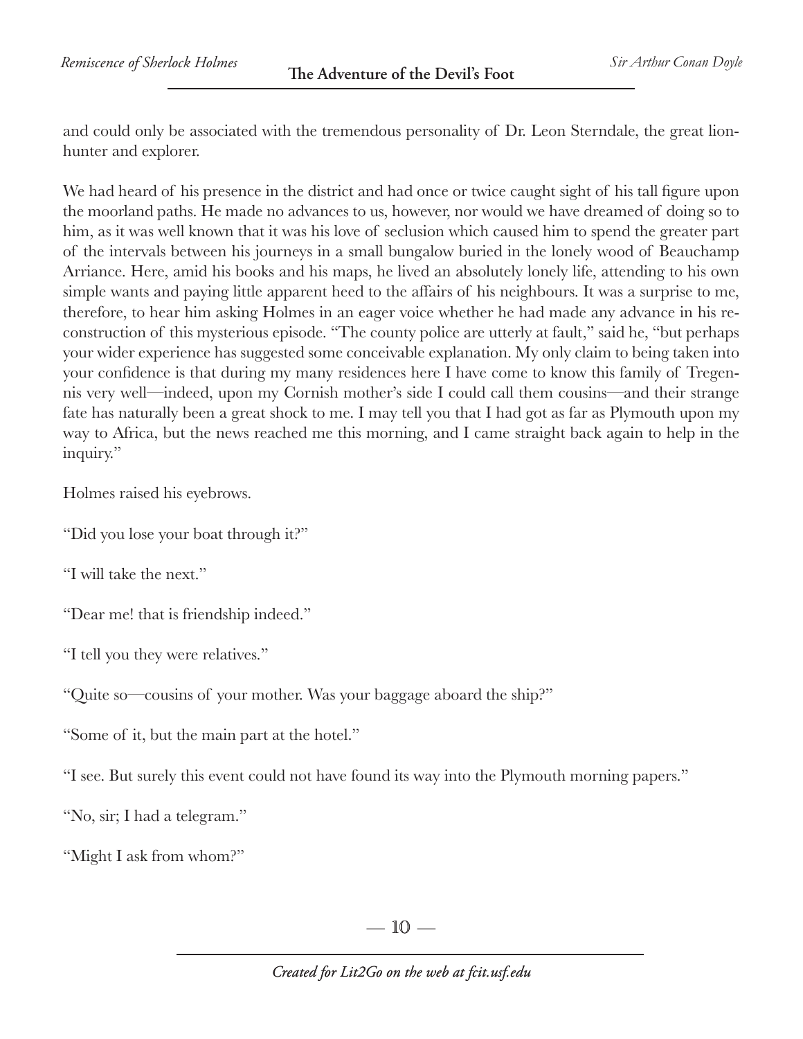and could only be associated with the tremendous personality of Dr. Leon Sterndale, the great lion-hunter and explorer.

We had heard of his presence in the district and had once or twice caught sight of his tall figure upon the moorland paths. He made no advances to us, however, nor would we have dreamed of doing so to him, as it was well known that it was his love of seclusion which caused him to spend the greater part of the intervals between his journeys in a small bungalow buried in the lonely wood of Beauchamp Arriance. Here, amid his books and his maps, he lived an absolutely lonely life, attending to his own simple wants and paying little apparent heed to the affairs of his neighbours. It was a surprise to me, therefore, to hear him asking Holmes in an eager voice whether he had made any advance in his reconstruction of this mysterious episode. "The county police are utterly at fault," said he, "but perhaps your wider experience has suggested some conceivable explanation. My only claim to being taken into your confidence is that during my many residences here I have come to know this family of Tregennis very well—indeed, upon my Cornish mother's side I could call them cousins—and their strange fate has naturally been a great shock to me. I may tell you that I had got as far as Plymouth upon my way to Africa, but the news reached me this morning, and I came straight back again to help in the inquiry."

Holmes raised his eyebrows.

"Did you lose your boat through it?"

"I will take the next."

"Dear me! that is friendship indeed."

"I tell you they were relatives."

"Quite so—cousins of your mother. Was your baggage aboard the ship?"

"Some of it, but the main part at the hotel."

"I see. But surely this event could not have found its way into the Plymouth morning papers."

"No, sir; I had a telegram."

"Might I ask from whom?"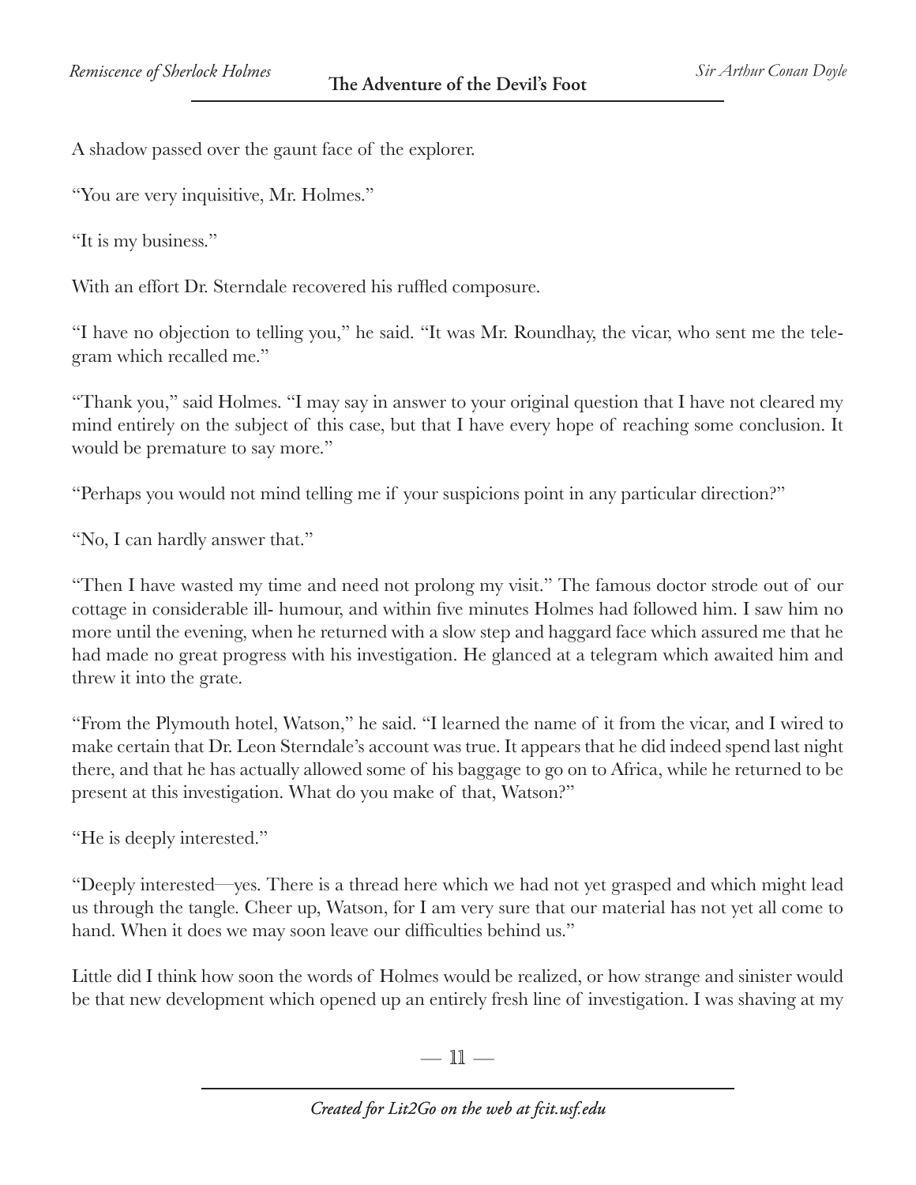A shadow passed over the gaunt face of the explorer.

"You are very inquisitive, Mr. Holmes."

"It is my business."

With an effort Dr. Sterndale recovered his ruffled composure.

"I have no objection to telling you," he said. "It was Mr. Roundhay, the vicar, who sent me the telegram which recalled me."

"Thank you," said Holmes. "I may say in answer to your original question that I have not cleared my mind entirely on the subject of this case, but that I have every hope of reaching some conclusion. It would be premature to say more."

"Perhaps you would not mind telling me if your suspicions point in any particular direction?"

"No, I can hardly answer that."

"Then I have wasted my time and need not prolong my visit." The famous doctor strode out of our cottage in considerable ill- humour, and within five minutes Holmes had followed him. I saw him no more until the evening, when he returned with a slow step and haggard face which assured me that he had made no great progress with his investigation. He glanced at a telegram which awaited him and threw it into the grate.

"From the Plymouth hotel, Watson," he said. "I learned the name of it from the vicar, and I wired to make certain that Dr. Leon Sterndale's account was true. It appears that he did indeed spend last night there, and that he has actually allowed some of his baggage to go on to Africa, while he returned to be present at this investigation. What do you make of that, Watson?"

"He is deeply interested."

"Deeply interested—yes. There is a thread here which we had not yet grasped and which might lead us through the tangle. Cheer up, Watson, for I am very sure that our material has not yet all come to hand. When it does we may soon leave our difficulties behind us."

Little did I think how soon the words of Holmes would be realized, or how strange and sinister would be that new development which opened up an entirely fresh line of investigation. I was shaving at my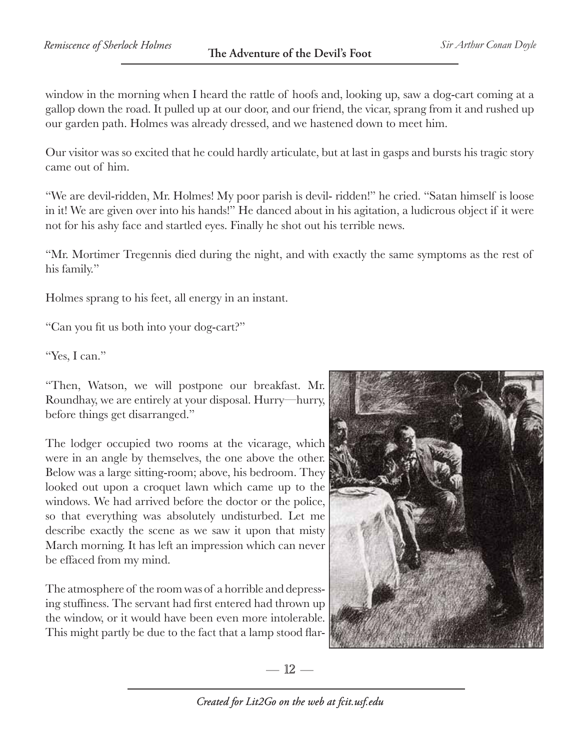window in the morning when I heard the rattle of hoofs and, looking up, saw a dog-cart coming at a gallop down the road. It pulled up at our door, and our friend, the vicar, sprang from it and rushed up our garden path. Holmes was already dressed, and we hastened down to meet him.

Our visitor was so excited that he could hardly articulate, but at last in gasps and bursts his tragic story came out of him.

"We are devil-ridden, Mr. Holmes! My poor parish is devil- ridden!" he cried. "Satan himself is loose in it! We are given over into his hands!" He danced about in his agitation, a ludicrous object if it were not for his ashy face and startled eyes. Finally he shot out his terrible news.

"Mr. Mortimer Tregennis died during the night, and with exactly the same symptoms as the rest of his family."

Holmes sprang to his feet, all energy in an instant.

"Can you fit us both into your dog-cart?"

"Yes, I can."

"Then, Watson, we will postpone our breakfast. Mr. Roundhay, we are entirely at your disposal. Hurry—hurry, before things get disarranged."

The lodger occupied two rooms at the vicarage, which were in an angle by themselves, the one above the other. Below was a large sitting-room; above, his bedroom. They looked out upon a croquet lawn which came up to the windows. We had arrived before the doctor or the police, so that everything was absolutely undisturbed. Let me describe exactly the scene as we saw it upon that misty March morning. It has left an impression which can never be effaced from my mind.

The atmosphere of the room was of a horrible and depressing stuffiness. The servant had first entered had thrown up the window, or it would have been even more intolerable. This might partly be due to the fact that a lamp stood flar-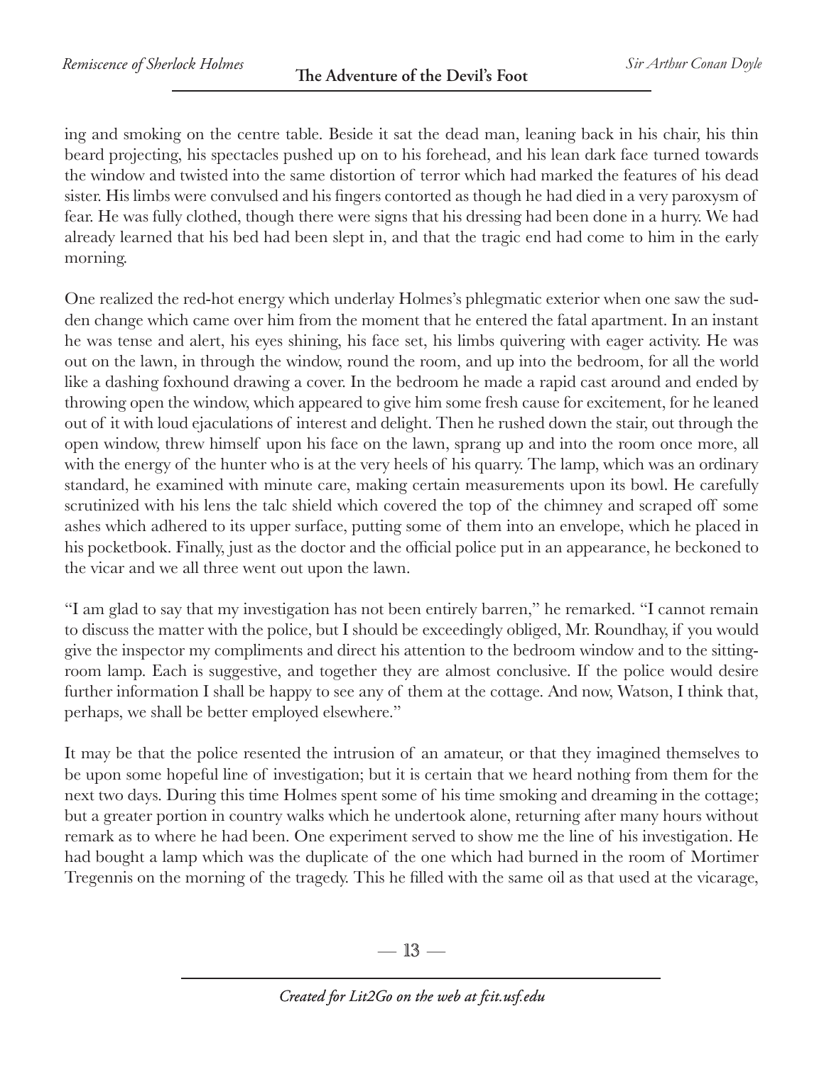ing and smoking on the centre table. Beside it sat the dead man, leaning back in his chair, his thin beard projecting, his spectacles pushed up on to his forehead, and his lean dark face turned towards the window and twisted into the same distortion of terror which had marked the features of his dead sister. His limbs were convulsed and his fingers contorted as though he had died in a very paroxysm of fear. He was fully clothed, though there were signs that his dressing had been done in a hurry. We had already learned that his bed had been slept in, and that the tragic end had come to him in the early morning.

One realized the red-hot energy which underlay Holmes's phlegmatic exterior when one saw the sudden change which came over him from the moment that he entered the fatal apartment. In an instant he was tense and alert, his eyes shining, his face set, his limbs quivering with eager activity. He was out on the lawn, in through the window, round the room, and up into the bedroom, for all the world like a dashing foxhound drawing a cover. In the bedroom he made a rapid cast around and ended by throwing open the window, which appeared to give him some fresh cause for excitement, for he leaned out of it with loud ejaculations of interest and delight. Then he rushed down the stair, out through the open window, threw himself upon his face on the lawn, sprang up and into the room once more, all with the energy of the hunter who is at the very heels of his quarry. The lamp, which was an ordinary standard, he examined with minute care, making certain measurements upon its bowl. He carefully scrutinized with his lens the talc shield which covered the top of the chimney and scraped off some ashes which adhered to its upper surface, putting some of them into an envelope, which he placed in his pocketbook. Finally, just as the doctor and the official police put in an appearance, he beckoned to the vicar and we all three went out upon the lawn.

"I am glad to say that my investigation has not been entirely barren," he remarked. "I cannot remain to discuss the matter with the police, but I should be exceedingly obliged, Mr. Roundhay, if you would give the inspector my compliments and direct his attention to the bedroom window and to the sitting-room lamp. Each is suggestive, and together they are almost conclusive. If the police would desire further information I shall be happy to see any of them at the cottage. And now, Watson, I think that, perhaps, we shall be better employed elsewhere."

It may be that the police resented the intrusion of an amateur, or that they imagined themselves to be upon some hopeful line of investigation; but it is certain that we heard nothing from them for the next two days. During this time Holmes spent some of his time smoking and dreaming in the cottage; but a greater portion in country walks which he undertook alone, returning after many hours without remark as to where he had been. One experiment served to show me the line of his investigation. He had bought a lamp which was the duplicate of the one which had burned in the room of Mortimer Tregennis on the morning of the tragedy. This he filled with the same oil as that used at the vicarage,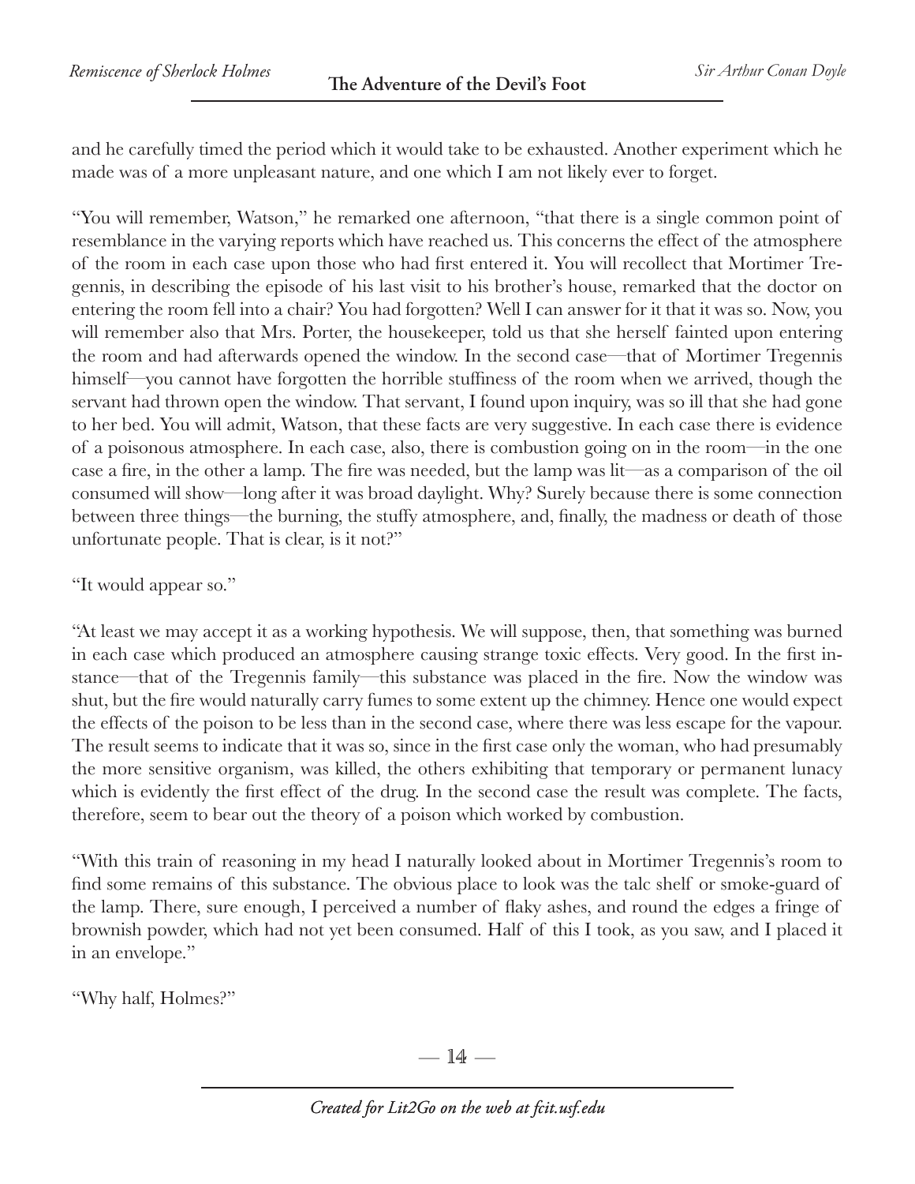and he carefully timed the period which it would take to be exhausted. Another experiment which he made was of a more unpleasant nature, and one which I am not likely ever to forget.

"You will remember, Watson," he remarked one afternoon, "that there is a single common point of resemblance in the varying reports which have reached us. This concerns the effect of the atmosphere of the room in each case upon those who had first entered it. You will recollect that Mortimer Tregennis, in describing the episode of his last visit to his brother's house, remarked that the doctor on entering the room fell into a chair? You had forgotten? Well I can answer for it that it was so. Now, you will remember also that Mrs. Porter, the housekeeper, told us that she herself fainted upon entering the room and had afterwards opened the window. In the second case—that of Mortimer Tregennis himself—you cannot have forgotten the horrible stuffiness of the room when we arrived, though the servant had thrown open the window. That servant, I found upon inquiry, was so ill that she had gone to her bed. You will admit, Watson, that these facts are very suggestive. In each case there is evidence of a poisonous atmosphere. In each case, also, there is combustion going on in the room—in the one case a fire, in the other a lamp. The fire was needed, but the lamp was lit—as a comparison of the oil consumed will show—long after it was broad daylight. Why? Surely because there is some connection between three things—the burning, the stuffy atmosphere, and, finally, the madness or death of those unfortunate people. That is clear, is it not?"

"It would appear so."

"At least we may accept it as a working hypothesis. We will suppose, then, that something was burned in each case which produced an atmosphere causing strange toxic effects. Very good. In the first instance—that of the Tregennis family—this substance was placed in the fire. Now the window was shut, but the fire would naturally carry fumes to some extent up the chimney. Hence one would expect the effects of the poison to be less than in the second case, where there was less escape for the vapour. The result seems to indicate that it was so, since in the first case only the woman, who had presumably the more sensitive organism, was killed, the others exhibiting that temporary or permanent lunacy which is evidently the first effect of the drug. In the second case the result was complete. The facts, therefore, seem to bear out the theory of a poison which worked by combustion.

"With this train of reasoning in my head I naturally looked about in Mortimer Tregennis's room to find some remains of this substance. The obvious place to look was the talc shelf or smoke-guard of the lamp. There, sure enough, I perceived a number of flaky ashes, and round the edges a fringe of brownish powder, which had not yet been consumed. Half of this I took, as you saw, and I placed it in an envelope."

"Why half, Holmes?"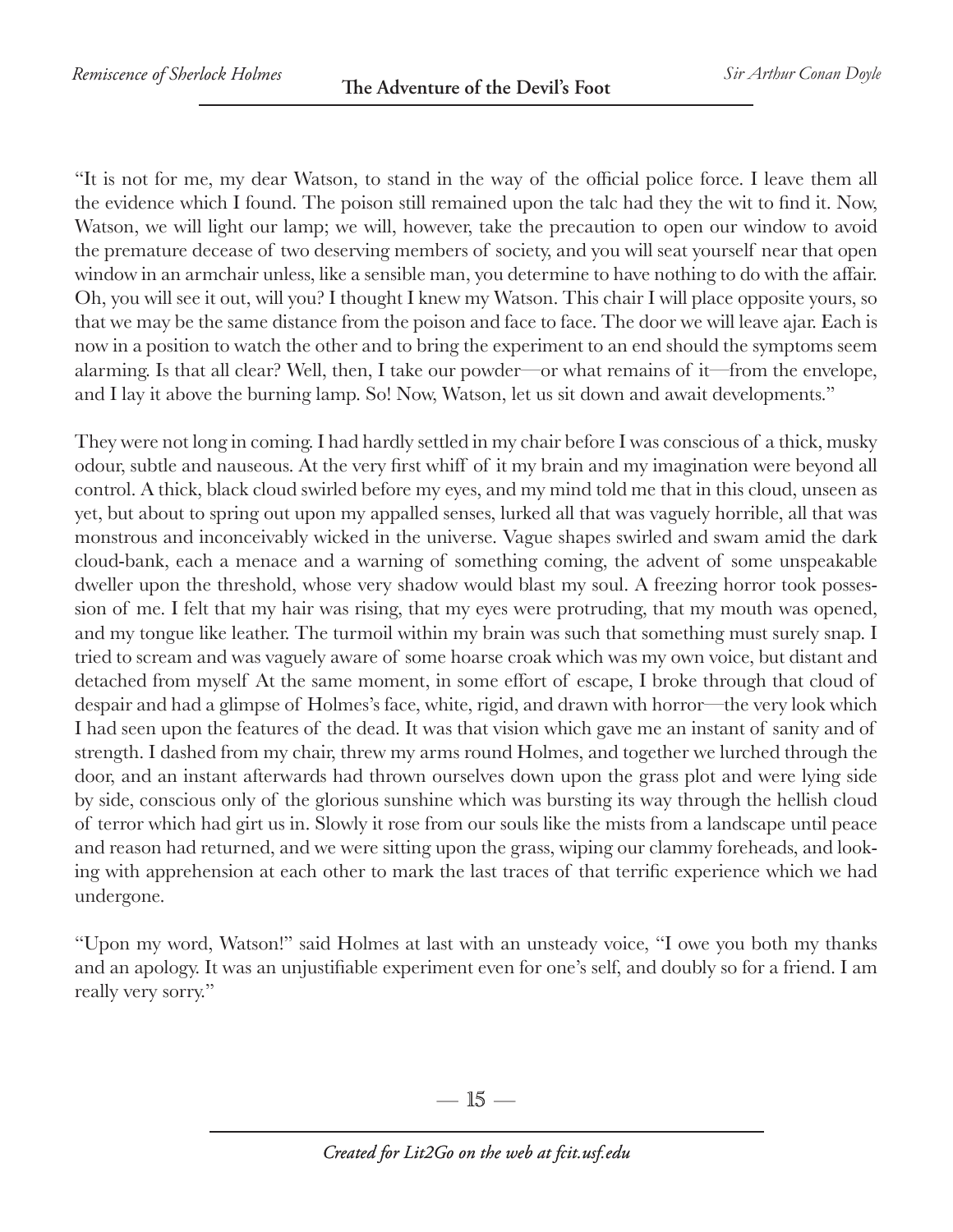"It is not for me, my dear Watson, to stand in the way of the official police force. I leave them all the evidence which I found. The poison still remained upon the talc had they the wit to find it. Now, Watson, we will light our lamp; we will, however, take the precaution to open our window to avoid the premature decease of two deserving members of society, and you will seat yourself near that open window in an armchair unless, like a sensible man, you determine to have nothing to do with the affair. Oh, you will see it out, will you? I thought I knew my Watson. This chair I will place opposite yours, so that we may be the same distance from the poison and face to face. The door we will leave ajar. Each is now in a position to watch the other and to bring the experiment to an end should the symptoms seem alarming. Is that all clear? Well, then, I take our powder—or what remains of it—from the envelope, and I lay it above the burning lamp. So! Now, Watson, let us sit down and await developments."

They were not long in coming. I had hardly settled in my chair before I was conscious of a thick, musky odour, subtle and nauseous. At the very first whiff of it my brain and my imagination were beyond all control. A thick, black cloud swirled before my eyes, and my mind told me that in this cloud, unseen as yet, but about to spring out upon my appalled senses, lurked all that was vaguely horrible, all that was monstrous and inconceivably wicked in the universe. Vague shapes swirled and swam amid the dark cloud-bank, each a menace and a warning of something coming, the advent of some unspeakable dweller upon the threshold, whose very shadow would blast my soul. A freezing horror took possession of me. I felt that my hair was rising, that my eyes were protruding, that my mouth was opened, and my tongue like leather. The turmoil within my brain was such that something must surely snap. I tried to scream and was vaguely aware of some hoarse croak which was my own voice, but distant and detached from myself At the same moment, in some effort of escape, I broke through that cloud of despair and had a glimpse of Holmes's face, white, rigid, and drawn with horror—the very look which I had seen upon the features of the dead. It was that vision which gave me an instant of sanity and of strength. I dashed from my chair, threw my arms round Holmes, and together we lurched through the door, and an instant afterwards had thrown ourselves down upon the grass plot and were lying side by side, conscious only of the glorious sunshine which was bursting its way through the hellish cloud of terror which had girt us in. Slowly it rose from our souls like the mists from a landscape until peace and reason had returned, and we were sitting upon the grass, wiping our clammy foreheads, and looking with apprehension at each other to mark the last traces of that terrific experience which we had undergone.

"Upon my word, Watson!" said Holmes at last with an unsteady voice, "I owe you both my thanks and an apology. It was an unjustifiable experiment even for one's self, and doubly so for a friend. I am really very sorry."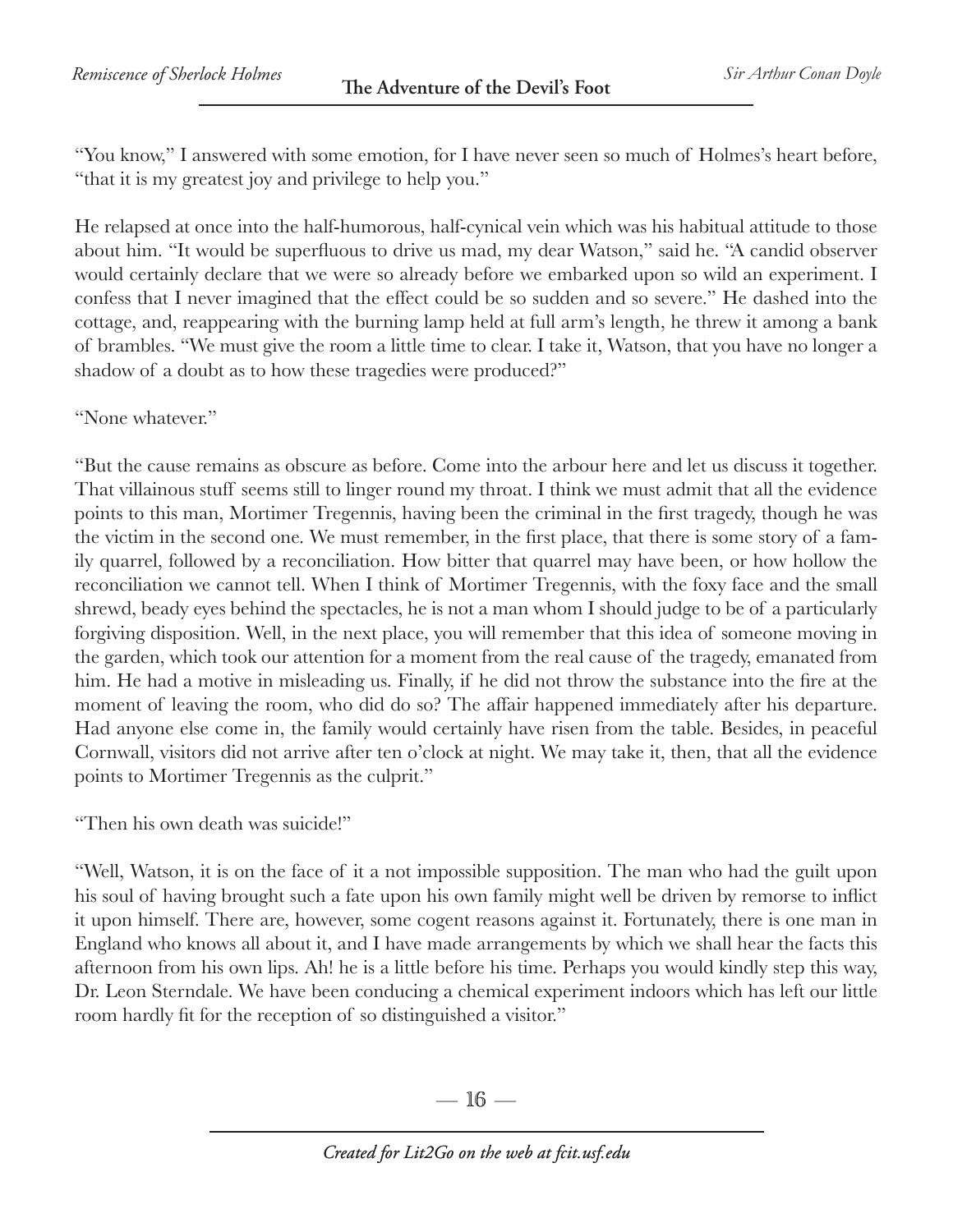"You know," I answered with some emotion, for I have never seen so much of Holmes's heart before, "that it is my greatest joy and privilege to help you."

He relapsed at once into the half-humorous, half-cynical vein which was his habitual attitude to those about him. "It would be superfluous to drive us mad, my dear Watson," said he. "A candid observer would certainly declare that we were so already before we embarked upon so wild an experiment. I confess that I never imagined that the effect could be so sudden and so severe." He dashed into the cottage, and, reappearing with the burning lamp held at full arm's length, he threw it among a bank of brambles. "We must give the room a little time to clear. I take it, Watson, that you have no longer a shadow of a doubt as to how these tragedies were produced?"

"None whatever."

"But the cause remains as obscure as before. Come into the arbour here and let us discuss it together. That villainous stuff seems still to linger round my throat. I think we must admit that all the evidence points to this man, Mortimer Tregennis, having been the criminal in the first tragedy, though he was the victim in the second one. We must remember, in the first place, that there is some story of a family quarrel, followed by a reconciliation. How bitter that quarrel may have been, or how hollow the reconciliation we cannot tell. When I think of Mortimer Tregennis, with the foxy face and the small shrewd, beady eyes behind the spectacles, he is not a man whom I should judge to be of a particularly forgiving disposition. Well, in the next place, you will remember that this idea of someone moving in the garden, which took our attention for a moment from the real cause of the tragedy, emanated from him. He had a motive in misleading us. Finally, if he did not throw the substance into the fire at the moment of leaving the room, who did do so? The affair happened immediately after his departure. Had anyone else come in, the family would certainly have risen from the table. Besides, in peaceful Cornwall, visitors did not arrive after ten o'clock at night. We may take it, then, that all the evidence points to Mortimer Tregennis as the culprit."

"Then his own death was suicide!"

"Well, Watson, it is on the face of it a not impossible supposition. The man who had the guilt upon his soul of having brought such a fate upon his own family might well be driven by remorse to inflict it upon himself. There are, however, some cogent reasons against it. Fortunately, there is one man in England who knows all about it, and I have made arrangements by which we shall hear the facts this afternoon from his own lips. Ah! he is a little before his time. Perhaps you would kindly step this way, Dr. Leon Sterndale. We have been conducing a chemical experiment indoors which has left our little room hardly fit for the reception of so distinguished a visitor."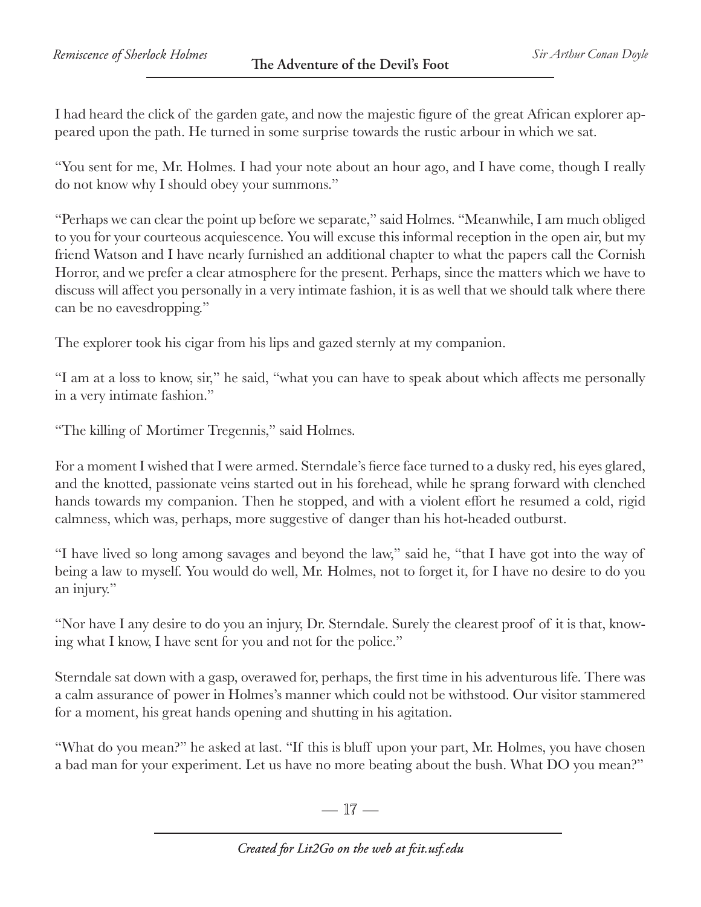I had heard the click of the garden gate, and now the majestic figure of the great African explorer appeared upon the path. He turned in some surprise towards the rustic arbour in which we sat.

"You sent for me, Mr. Holmes. I had your note about an hour ago, and I have come, though I really do not know why I should obey your summons."

"Perhaps we can clear the point up before we separate," said Holmes. "Meanwhile, I am much obliged to you for your courteous acquiescence. You will excuse this informal reception in the open air, but my friend Watson and I have nearly furnished an additional chapter to what the papers call the Cornish Horror, and we prefer a clear atmosphere for the present. Perhaps, since the matters which we have to discuss will affect you personally in a very intimate fashion, it is as well that we should talk where there can be no eavesdropping."

The explorer took his cigar from his lips and gazed sternly at my companion.

"I am at a loss to know, sir," he said, "what you can have to speak about which affects me personally in a very intimate fashion."

"The killing of Mortimer Tregennis," said Holmes.

For a moment I wished that I were armed. Sterndale's fierce face turned to a dusky red, his eyes glared, and the knotted, passionate veins started out in his forehead, while he sprang forward with clenched hands towards my companion. Then he stopped, and with a violent effort he resumed a cold, rigid calmness, which was, perhaps, more suggestive of danger than his hot-headed outburst.

"I have lived so long among savages and beyond the law," said he, "that I have got into the way of being a law to myself. You would do well, Mr. Holmes, not to forget it, for I have no desire to do you an injury."

"Nor have I any desire to do you an injury, Dr. Sterndale. Surely the clearest proof of it is that, knowing what I know, I have sent for you and not for the police."

Sterndale sat down with a gasp, overawed for, perhaps, the first time in his adventurous life. There was a calm assurance of power in Holmes's manner which could not be withstood. Our visitor stammered for a moment, his great hands opening and shutting in his agitation.

"What do you mean?" he asked at last. "If this is bluff upon your part, Mr. Holmes, you have chosen a bad man for your experiment. Let us have no more beating about the bush. What DO you mean?"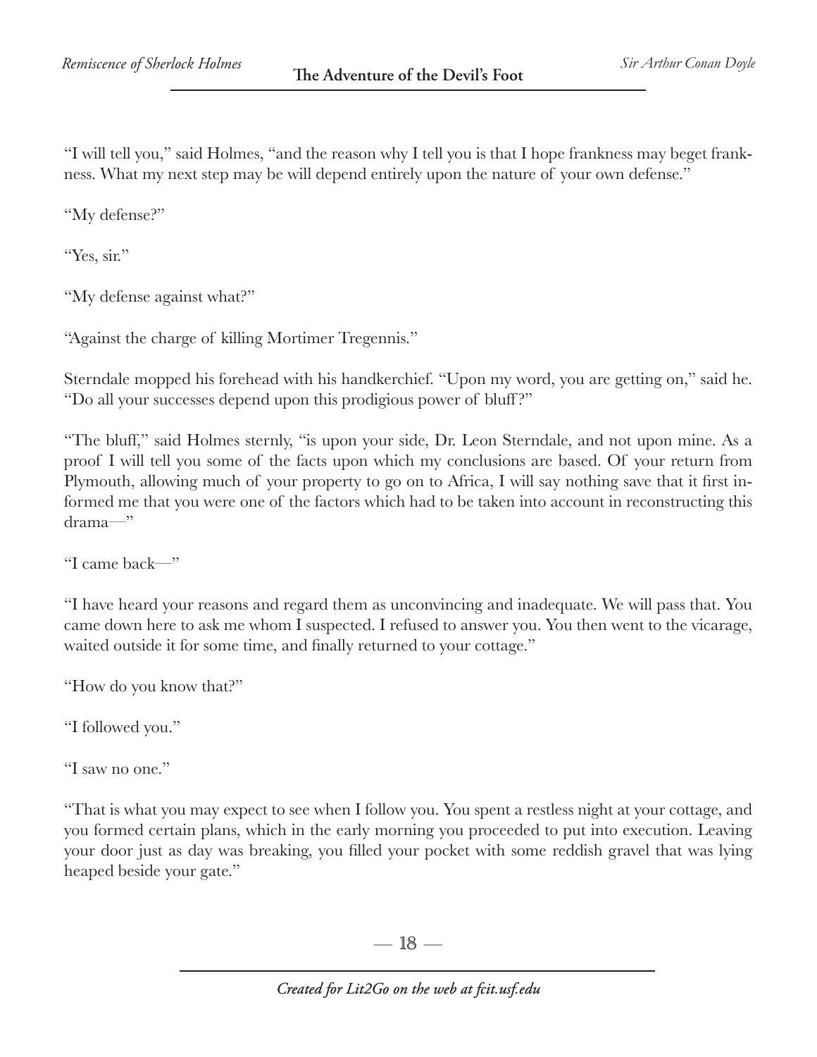"I will tell you," said Holmes, "and the reason why I tell you is that I hope frankness may beget frankness. What my next step may be will depend entirely upon the nature of your own defense."

"My defense?"

"Yes, sir."

"My defense against what?"

"Against the charge of killing Mortimer Tregennis."

Sterndale mopped his forehead with his handkerchief. "Upon my word, you are getting on," said he. "Do all your successes depend upon this prodigious power of bluff?"

"The bluff," said Holmes sternly, "is upon your side, Dr. Leon Sterndale, and not upon mine. As a proof I will tell you some of the facts upon which my conclusions are based. Of your return from Plymouth, allowing much of your property to go on to Africa, I will say nothing save that it first informed me that you were one of the factors which had to be taken into account in reconstructing this drama—"

"I came back—"

"I have heard your reasons and regard them as unconvincing and inadequate. We will pass that. You came down here to ask me whom I suspected. I refused to answer you. You then went to the vicarage, waited outside it for some time, and finally returned to your cottage."

"How do you know that?"

"I followed you."

"I saw no one."

"That is what you may expect to see when I follow you. You spent a restless night at your cottage, and you formed certain plans, which in the early morning you proceeded to put into execution. Leaving your door just as day was breaking, you filled your pocket with some reddish gravel that was lying heaped beside your gate."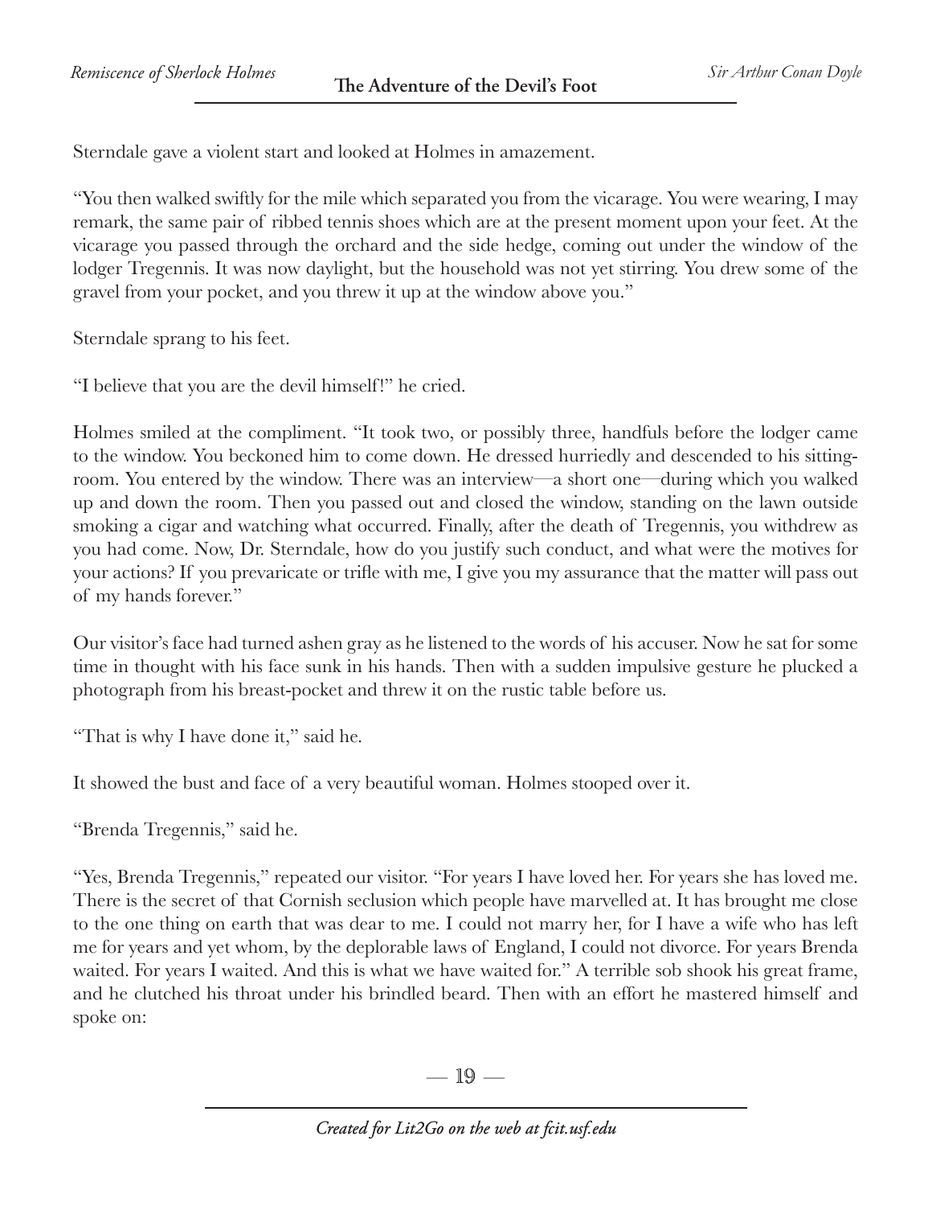Sterndale gave a violent start and looked at Holmes in amazement.

"You then walked swiftly for the mile which separated you from the vicarage. You were wearing, I may remark, the same pair of ribbed tennis shoes which are at the present moment upon your feet. At the vicarage you passed through the orchard and the side hedge, coming out under the window of the lodger Tregennis. It was now daylight, but the household was not yet stirring. You drew some of the gravel from your pocket, and you threw it up at the window above you."

Sterndale sprang to his feet.

"I believe that you are the devil himself!" he cried.

Holmes smiled at the compliment. "It took two, or possibly three, handfuls before the lodger came to the window. You beckoned him to come down. He dressed hurriedly and descended to his sitting-room. You entered by the window. There was an interview—a short one—during which you walked up and down the room. Then you passed out and closed the window, standing on the lawn outside smoking a cigar and watching what occurred. Finally, after the death of Tregennis, you withdrew as you had come. Now, Dr. Sterndale, how do you justify such conduct, and what were the motives for your actions? If you prevaricate or trifle with me, I give you my assurance that the matter will pass out of my hands forever."

Our visitor's face had turned ashen gray as he listened to the words of his accuser. Now he sat for some time in thought with his face sunk in his hands. Then with a sudden impulsive gesture he plucked a photograph from his breast-pocket and threw it on the rustic table before us.

"That is why I have done it," said he.

It showed the bust and face of a very beautiful woman. Holmes stooped over it.

"Brenda Tregennis," said he.

"Yes, Brenda Tregennis," repeated our visitor. "For years I have loved her. For years she has loved me. There is the secret of that Cornish seclusion which people have marvelled at. It has brought me close to the one thing on earth that was dear to me. I could not marry her, for I have a wife who has left me for years and yet whom, by the deplorable laws of England, I could not divorce. For years Brenda waited. For years I waited. And this is what we have waited for." A terrible sob shook his great frame, and he clutched his throat under his brindled beard. Then with an effort he mastered himself and spoke on: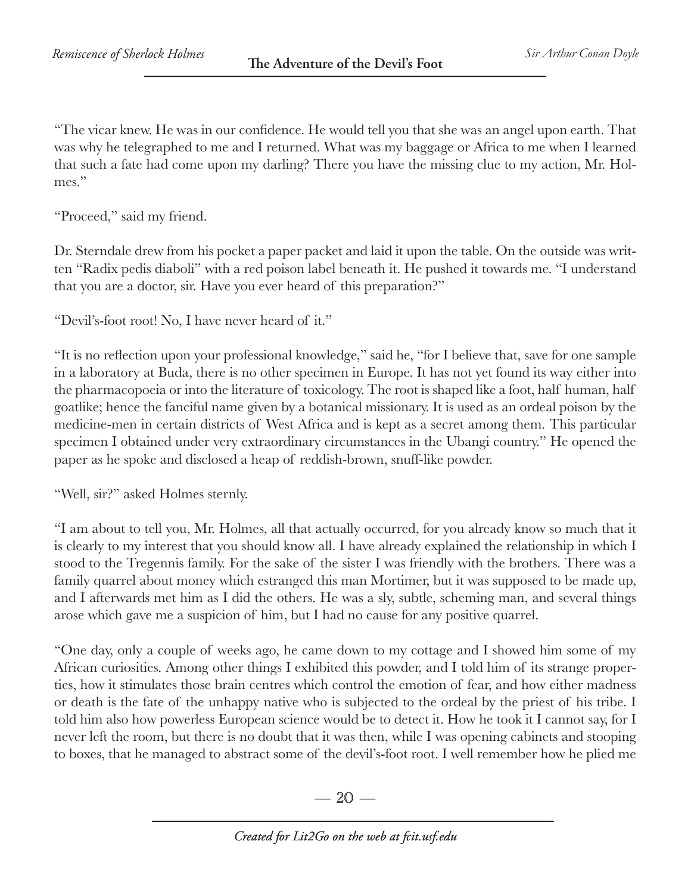"The vicar knew. He was in our confidence. He would tell you that she was an angel upon earth. That was why he telegraphed to me and I returned. What was my baggage or Africa to me when I learned that such a fate had come upon my darling? There you have the missing clue to my action, Mr. Holmes."

"Proceed," said my friend.

Dr. Sterndale drew from his pocket a paper packet and laid it upon the table. On the outside was written "Radix pedis diaboli" with a red poison label beneath it. He pushed it towards me. "I understand that you are a doctor, sir. Have you ever heard of this preparation?"

"Devil's-foot root! No, I have never heard of it."

"It is no reflection upon your professional knowledge," said he, "for I believe that, save for one sample in a laboratory at Buda, there is no other specimen in Europe. It has not yet found its way either into the pharmacopoeia or into the literature of toxicology. The root is shaped like a foot, half human, half goatlike; hence the fanciful name given by a botanical missionary. It is used as an ordeal poison by the medicine-men in certain districts of West Africa and is kept as a secret among them. This particular specimen I obtained under very extraordinary circumstances in the Ubangi country." He opened the paper as he spoke and disclosed a heap of reddish-brown, snuff-like powder.

"Well, sir?" asked Holmes sternly.

"I am about to tell you, Mr. Holmes, all that actually occurred, for you already know so much that it is clearly to my interest that you should know all. I have already explained the relationship in which I stood to the Tregennis family. For the sake of the sister I was friendly with the brothers. There was a family quarrel about money which estranged this man Mortimer, but it was supposed to be made up, and I afterwards met him as I did the others. He was a sly, subtle, scheming man, and several things arose which gave me a suspicion of him, but I had no cause for any positive quarrel.

"One day, only a couple of weeks ago, he came down to my cottage and I showed him some of my African curiosities. Among other things I exhibited this powder, and I told him of its strange properties, how it stimulates those brain centres which control the emotion of fear, and how either madness or death is the fate of the unhappy native who is subjected to the ordeal by the priest of his tribe. I told him also how powerless European science would be to detect it. How he took it I cannot say, for I never left the room, but there is no doubt that it was then, while I was opening cabinets and stooping to boxes, that he managed to abstract some of the devil's-foot root. I well remember how he plied me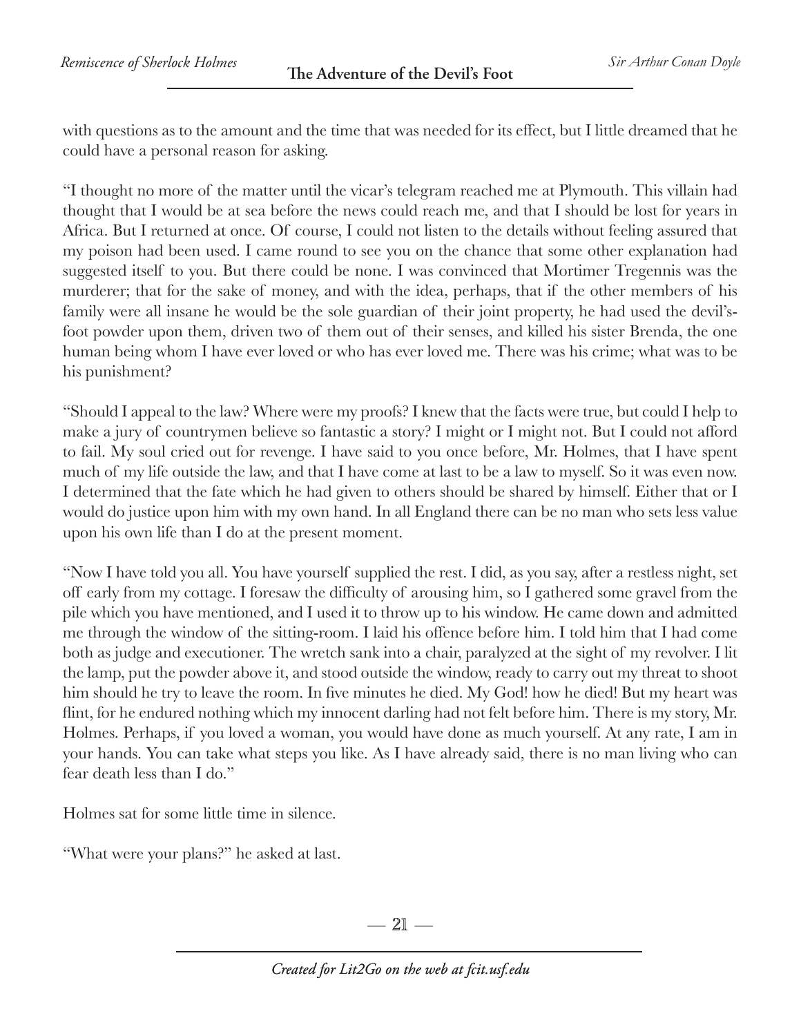with questions as to the amount and the time that was needed for its effect, but I little dreamed that he could have a personal reason for asking.

"I thought no more of the matter until the vicar's telegram reached me at Plymouth. This villain had thought that I would be at sea before the news could reach me, and that I should be lost for years in Africa. But I returned at once. Of course, I could not listen to the details without feeling assured that my poison had been used. I came round to see you on the chance that some other explanation had suggested itself to you. But there could be none. I was convinced that Mortimer Tregennis was the murderer; that for the sake of money, and with the idea, perhaps, that if the other members of his family were all insane he would be the sole guardian of their joint property, he had used the devil's-foot powder upon them, driven two of them out of their senses, and killed his sister Brenda, the one human being whom I have ever loved or who has ever loved me. There was his crime; what was to be his punishment?

"Should I appeal to the law? Where were my proofs? I knew that the facts were true, but could I help to make a jury of countrymen believe so fantastic a story? I might or I might not. But I could not afford to fail. My soul cried out for revenge. I have said to you once before, Mr. Holmes, that I have spent much of my life outside the law, and that I have come at last to be a law to myself. So it was even now. I determined that the fate which he had given to others should be shared by himself. Either that or I would do justice upon him with my own hand. In all England there can be no man who sets less value upon his own life than I do at the present moment.

"Now I have told you all. You have yourself supplied the rest. I did, as you say, after a restless night, set off early from my cottage. I foresaw the difficulty of arousing him, so I gathered some gravel from the pile which you have mentioned, and I used it to throw up to his window. He came down and admitted me through the window of the sitting-room. I laid his offence before him. I told him that I had come both as judge and executioner. The wretch sank into a chair, paralyzed at the sight of my revolver. I lit the lamp, put the powder above it, and stood outside the window, ready to carry out my threat to shoot him should he try to leave the room. In five minutes he died. My God! how he died! But my heart was flint, for he endured nothing which my innocent darling had not felt before him. There is my story, Mr. Holmes. Perhaps, if you loved a woman, you would have done as much yourself. At any rate, I am in your hands. You can take what steps you like. As I have already said, there is no man living who can fear death less than I do."

Holmes sat for some little time in silence.

"What were your plans?" he asked at last.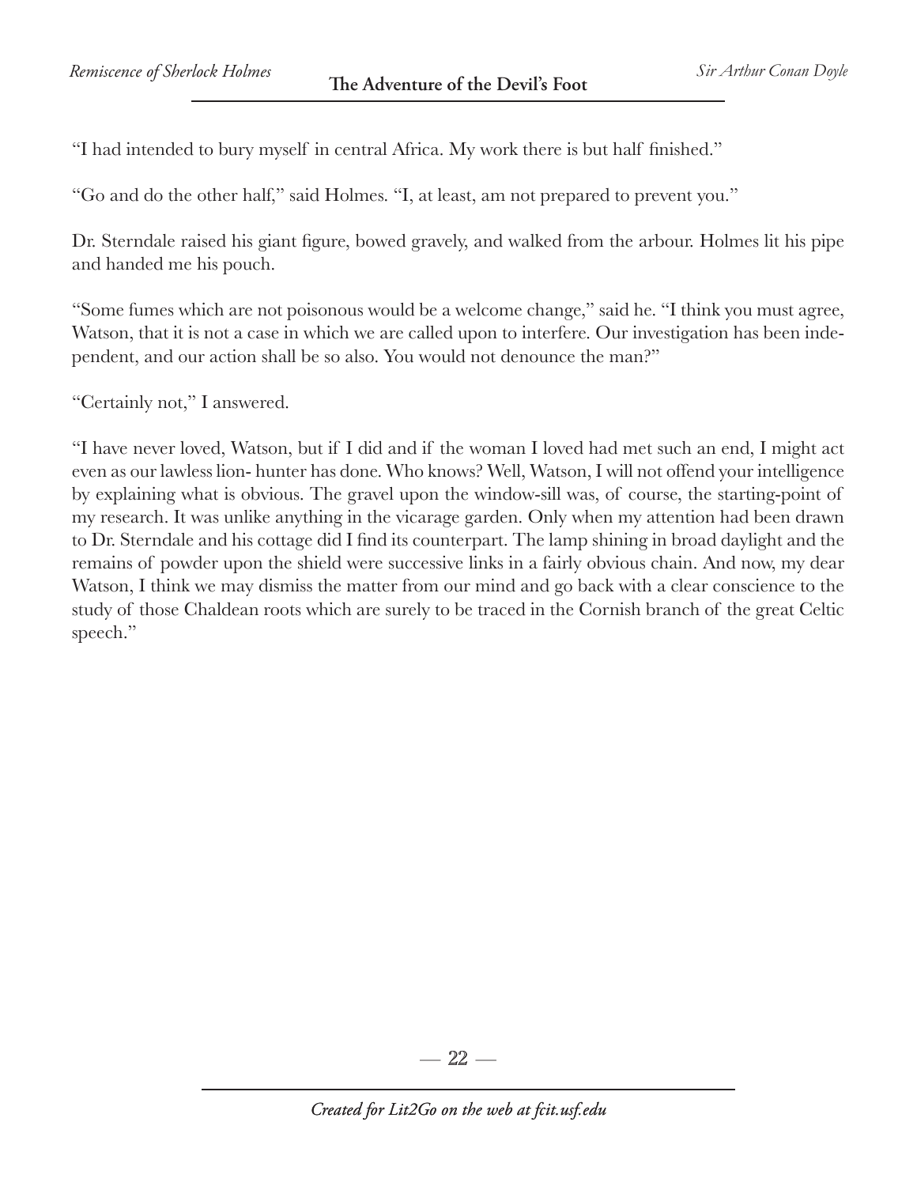"I had intended to bury myself in central Africa. My work there is but half finished."

"Go and do the other half," said Holmes. "I, at least, am not prepared to prevent you."

Dr. Sterndale raised his giant figure, bowed gravely, and walked from the arbour. Holmes lit his pipe and handed me his pouch.

"Some fumes which are not poisonous would be a welcome change," said he. "I think you must agree, Watson, that it is not a case in which we are called upon to interfere. Our investigation has been independent, and our action shall be so also. You would not denounce the man?"

"Certainly not," I answered.

"I have never loved, Watson, but if I did and if the woman I loved had met such an end, I might act even as our lawless lion- hunter has done. Who knows? Well, Watson, I will not offend your intelligence by explaining what is obvious. The gravel upon the window-sill was, of course, the starting-point of my research. It was unlike anything in the vicarage garden. Only when my attention had been drawn to Dr. Sterndale and his cottage did I find its counterpart. The lamp shining in broad daylight and the remains of powder upon the shield were successive links in a fairly obvious chain. And now, my dear Watson, I think we may dismiss the matter from our mind and go back with a clear conscience to the study of those Chaldean roots which are surely to be traced in the Cornish branch of the great Celtic speech."